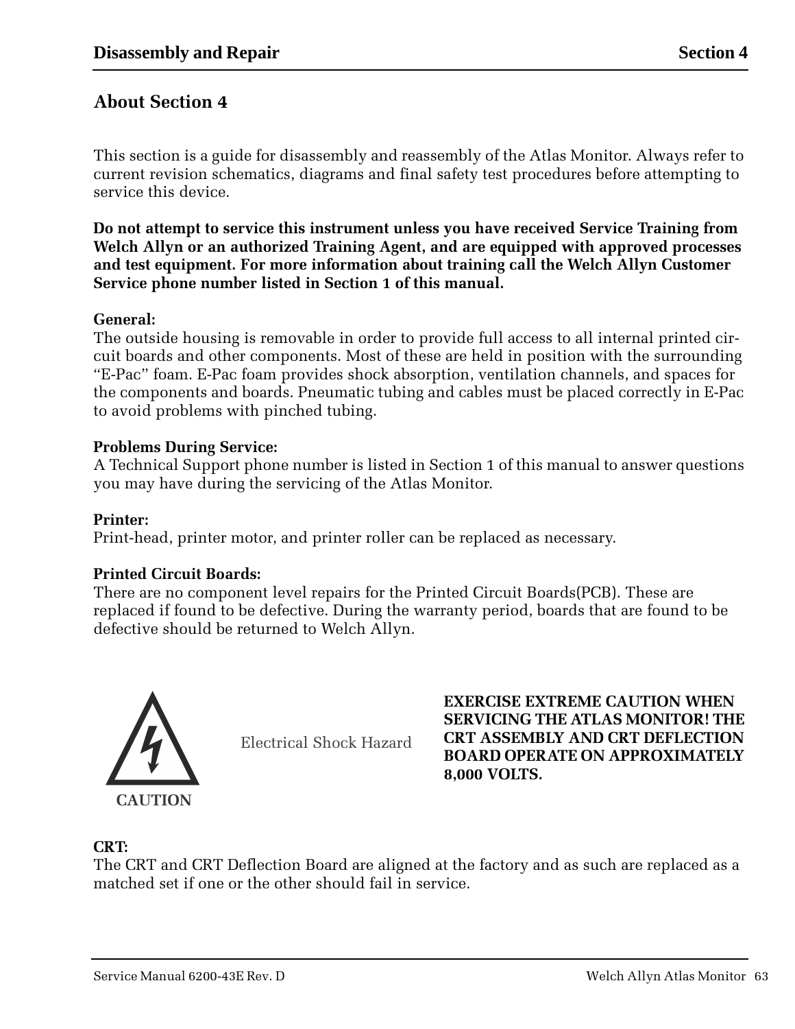## About Section 4

This section is a guide for disassembly and reassembly of the Atlas Monitor. Always refer to current revision schematics, diagrams and final safety test procedures before attempting to service this device.

**Do not attempt to service this instrument unless you have received Service Training from Welch Allyn or an authorized Training Agent, and are equipped with approved processes and test equipment. For more information about training call the Welch Allyn Customer Service phone number listed in Section 1 of this manual.**

**General:**
The outside housing is removable in order to provide full access to all internal printed circuit boards and other components. Most of these are held in position with the surrounding "E-Pac" foam. E-Pac foam provides shock absorption, ventilation channels, and spaces for the components and boards. Pneumatic tubing and cables must be placed correctly in E-Pac to avoid problems with pinched tubing.

**Problems During Service:**
A Technical Support phone number is listed in Section 1 of this manual to answer questions you may have during the servicing of the Atlas Monitor.

**Printer:**
Print-head, printer motor, and printer roller can be replaced as necessary.

**Printed Circuit Boards:**
There are no component level repairs for the Printed Circuit Boards(PCB). These are replaced if found to be defective. During the warranty period, boards that are found to be defective should be returned to Welch Allyn.

**CAUTION**

Electrical Shock Hazard

**EXERCISE EXTREME CAUTION WHEN SERVICING THE ATLAS MONITOR! THE CRT ASSEMBLY AND CRT DEFLECTION BOARD OPERATE ON APPROXIMATELY 8,000 VOLTS.**

**CRT:**
The CRT and CRT Deflection Board are aligned at the factory and as such are replaced as a matched set if one or the other should fail in service.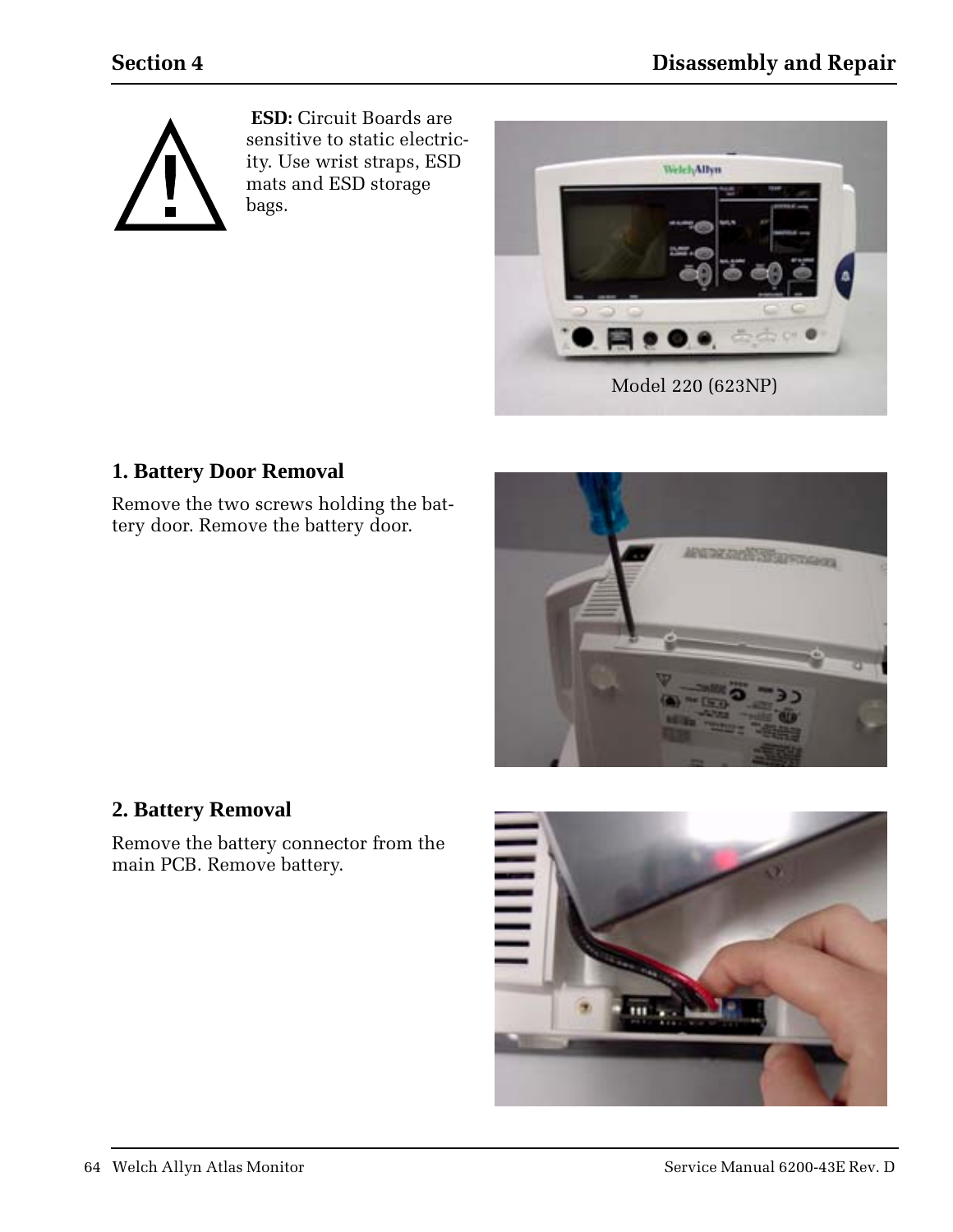**ESD:** Circuit Boards are sensitive to static electricity. Use wrist straps, ESD mats and ESD storage bags.

Model 220 (623NP)

### 1. Battery Door Removal

Remove the two screws holding the battery door. Remove the battery door.

### 2. Battery Removal

Remove the battery connector from the main PCB. Remove battery.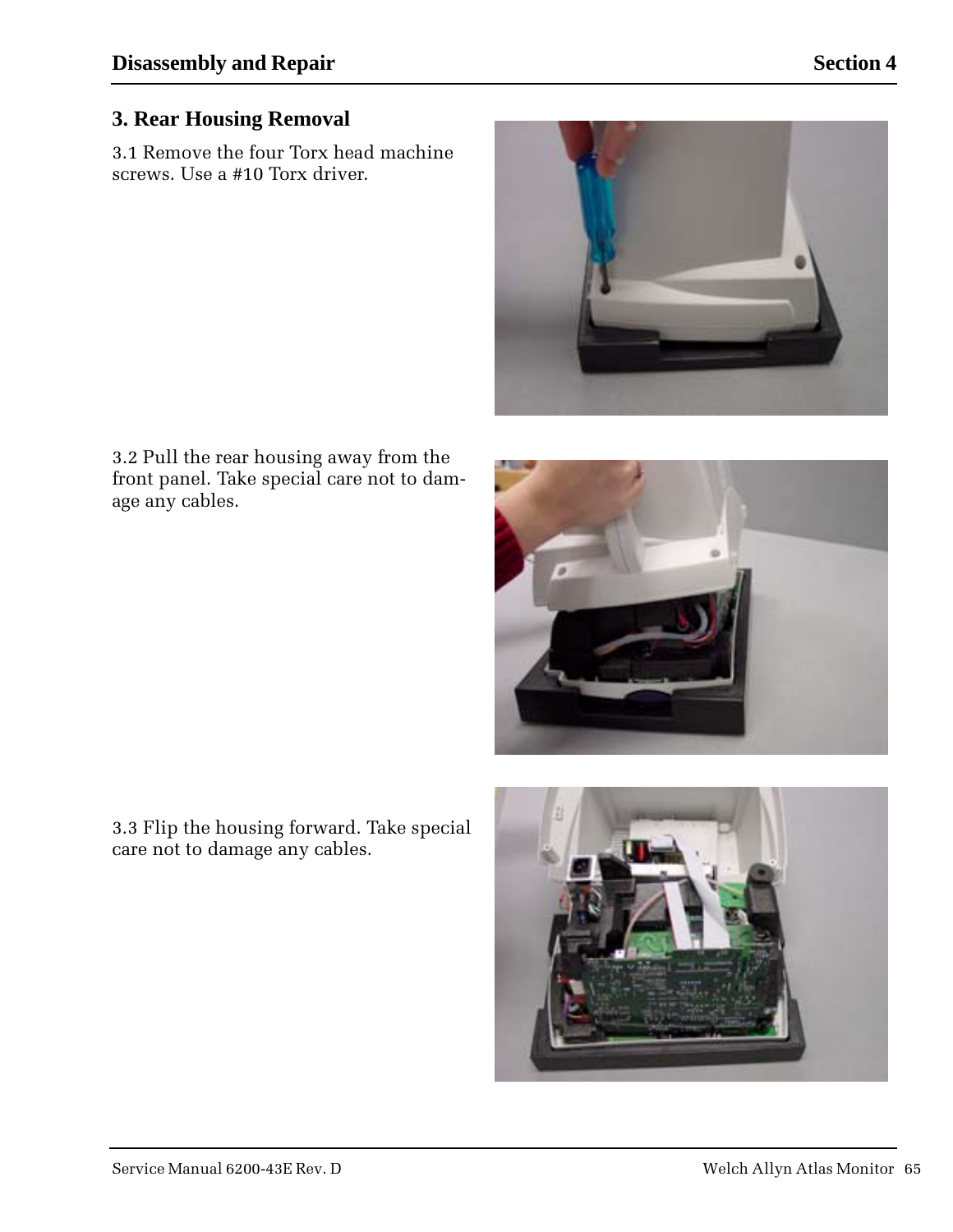## 3. Rear Housing Removal

3.1 Remove the four Torx head machine screws. Use a #10 Torx driver.

3.2 Pull the rear housing away from the front panel. Take special care not to damage any cables.

3.3 Flip the housing forward. Take special care not to damage any cables.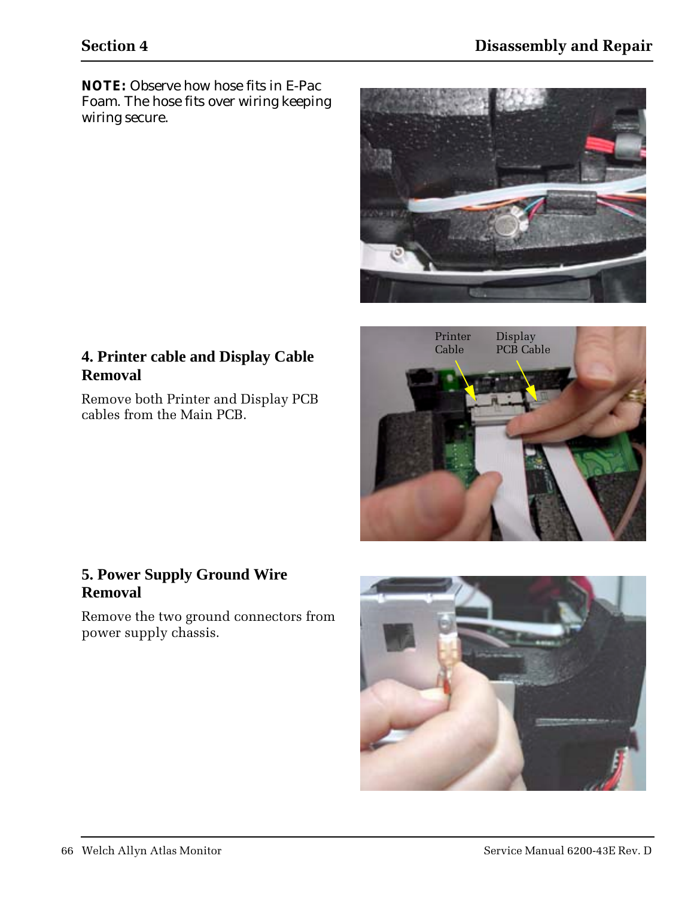**NOTE:** Observe how hose fits in E-Pac Foam. The hose fits over wiring keeping wiring secure.

### 4. Printer cable and Display Cable Removal

Remove both Printer and Display PCB cables from the Main PCB.

Printer Cable

Display PCB Cable

### 5. Power Supply Ground Wire Removal

Remove the two ground connectors from power supply chassis.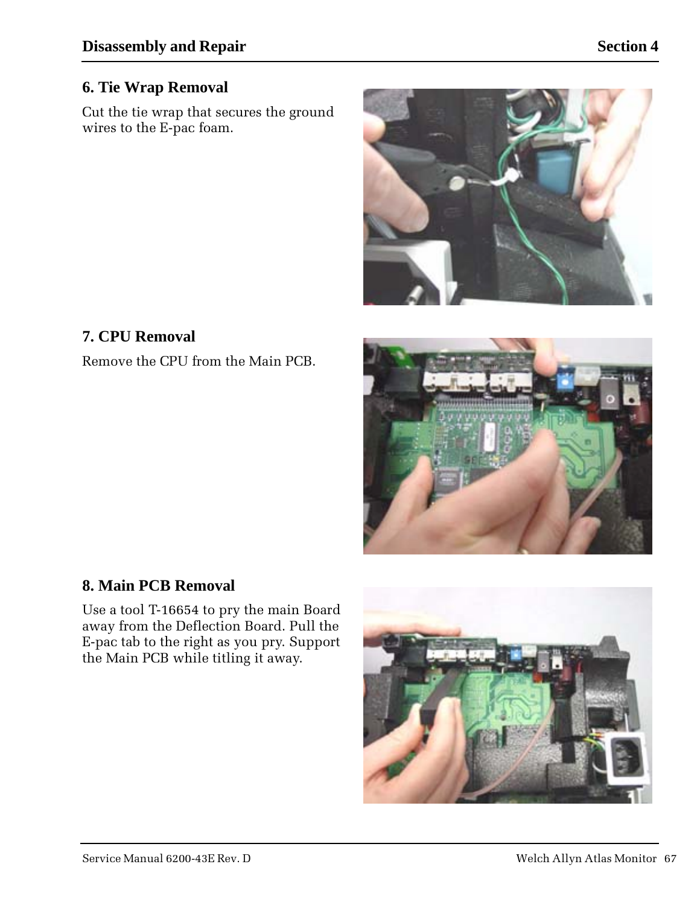## 6. Tie Wrap Removal

Cut the tie wrap that secures the ground wires to the E-pac foam.

## 7. CPU Removal

Remove the CPU from the Main PCB.

## 8. Main PCB Removal

Use a tool T-16654 to pry the main Board away from the Deflection Board. Pull the E-pac tab to the right as you pry. Support the Main PCB while titling it away.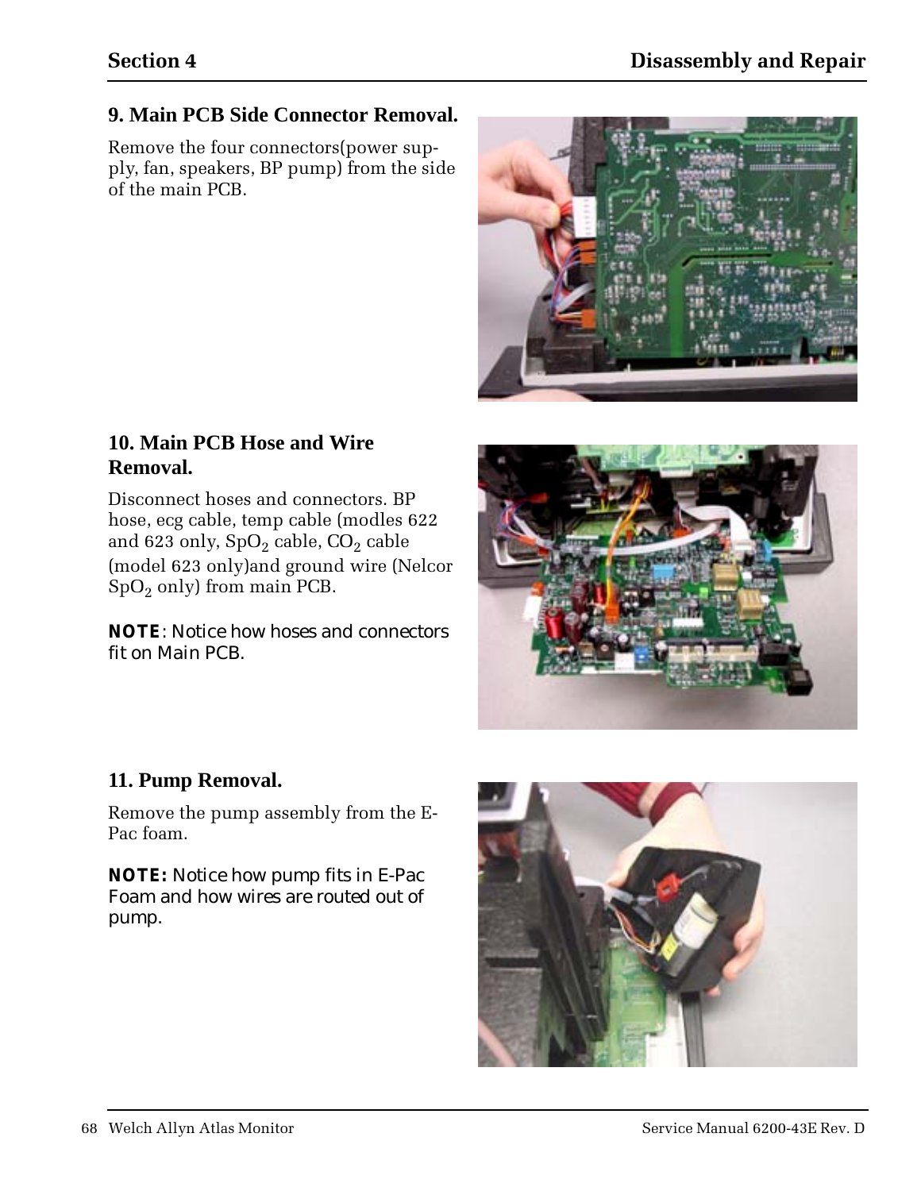### 9. Main PCB Side Connector Removal.

Remove the four connectors(power supply, fan, speakers, BP pump) from the side of the main PCB.

### 10. Main PCB Hose and Wire Removal.

Disconnect hoses and connectors. BP hose, ecg cable, temp cable (modles 622 and 623 only, $SpO_2$ cable, $CO_2$ cable (model 623 only)and ground wire (Nelcor $SpO_2$ only) from main PCB.

**NOTE**: Notice how hoses and connectors fit on Main PCB.

### 11. Pump Removal.

Remove the pump assembly from the E-Pac foam.

**NOTE:** Notice how pump fits in E-Pac Foam and how wires are routed out of pump.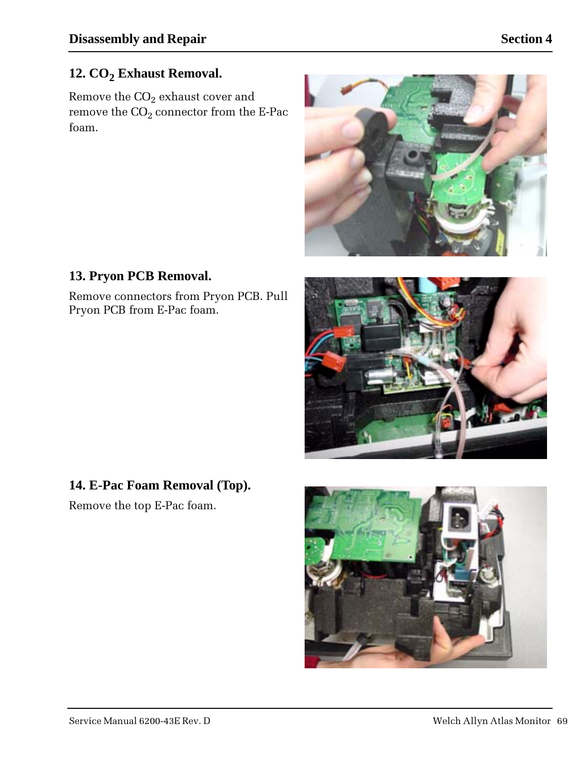## 12. $CO_2$ Exhaust Removal.

Remove the $CO_2$ exhaust cover and remove the $CO_2$ connector from the E-Pac foam.

## 13. Pryon PCB Removal.

Remove connectors from Pryon PCB. Pull Pryon PCB from E-Pac foam.

## 14. E-Pac Foam Removal (Top).

Remove the top E-Pac foam.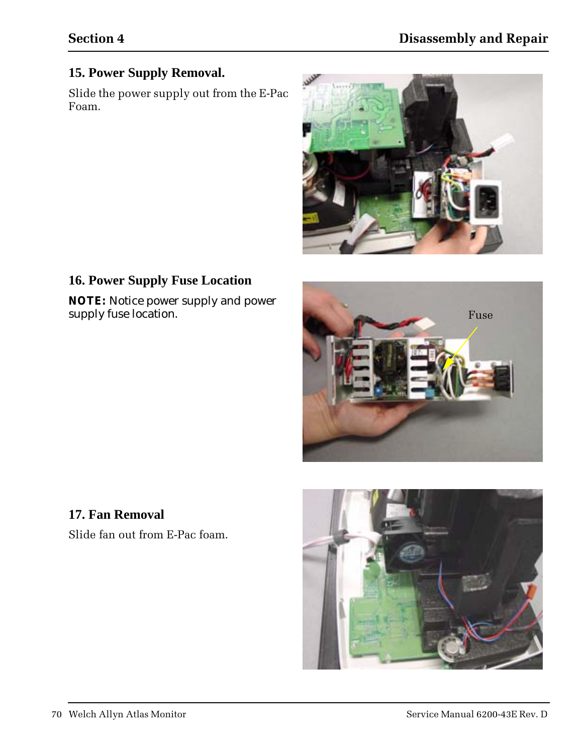## 15. Power Supply Removal.

Slide the power supply out from the E-Pac Foam.

## 16. Power Supply Fuse Location

**NOTE:** Notice power supply and power supply fuse location.

Fuse

## 17. Fan Removal

Slide fan out from E-Pac foam.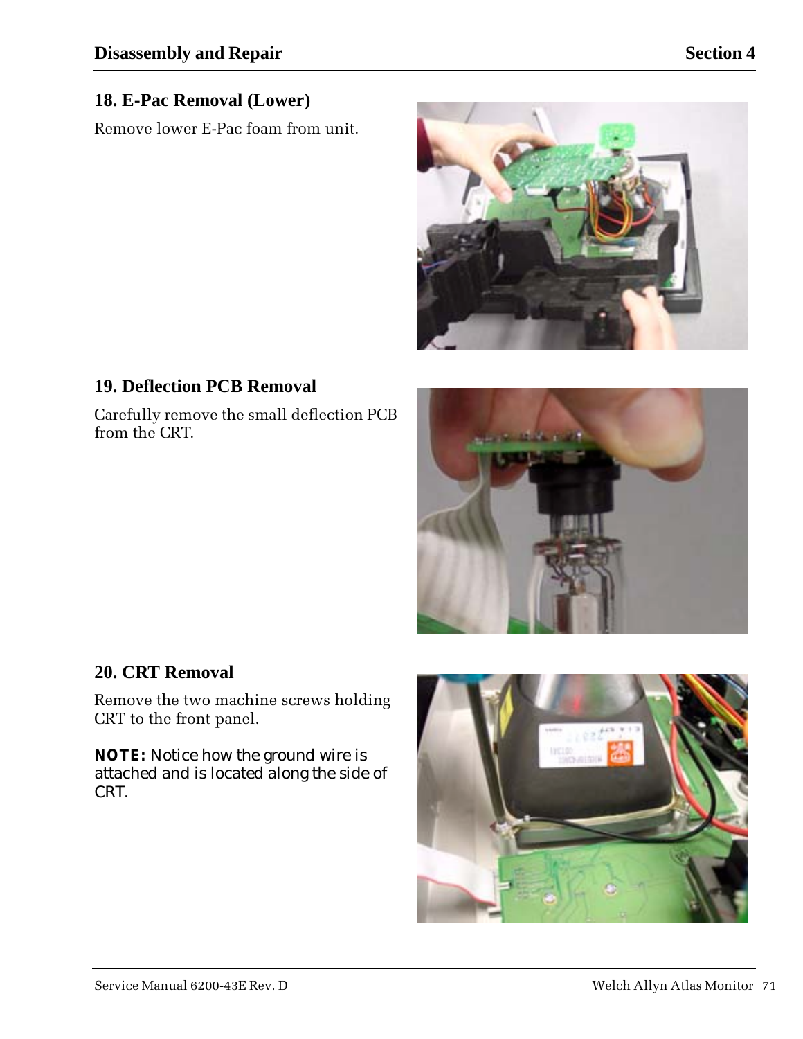## 18. E-Pac Removal (Lower)

Remove lower E-Pac foam from unit.

## 19. Deflection PCB Removal

Carefully remove the small deflection PCB from the CRT.

## 20. CRT Removal

Remove the two machine screws holding CRT to the front panel.

**NOTE:** Notice how the ground wire is attached and is located along the side of CRT.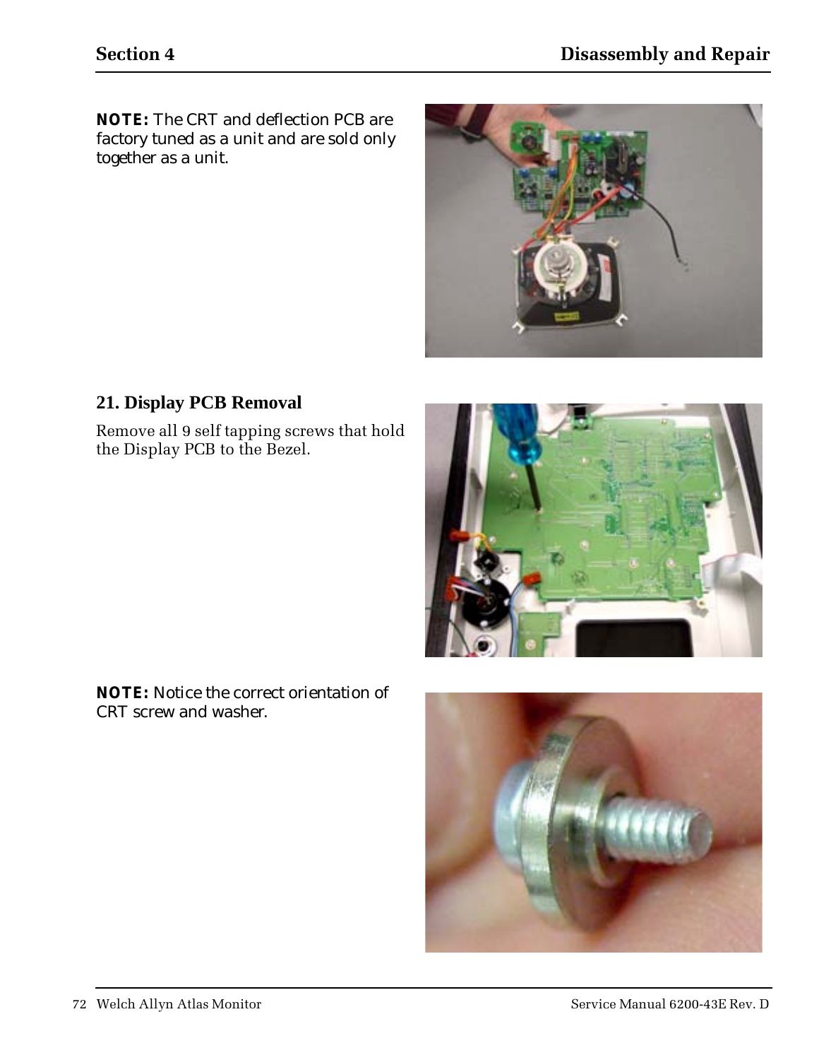**NOTE:** The CRT and deflection PCB are factory tuned as a unit and are sold only together as a unit.

## 21. Display PCB Removal

Remove all 9 self tapping screws that hold the Display PCB to the Bezel.

**NOTE:** Notice the correct orientation of CRT screw and washer.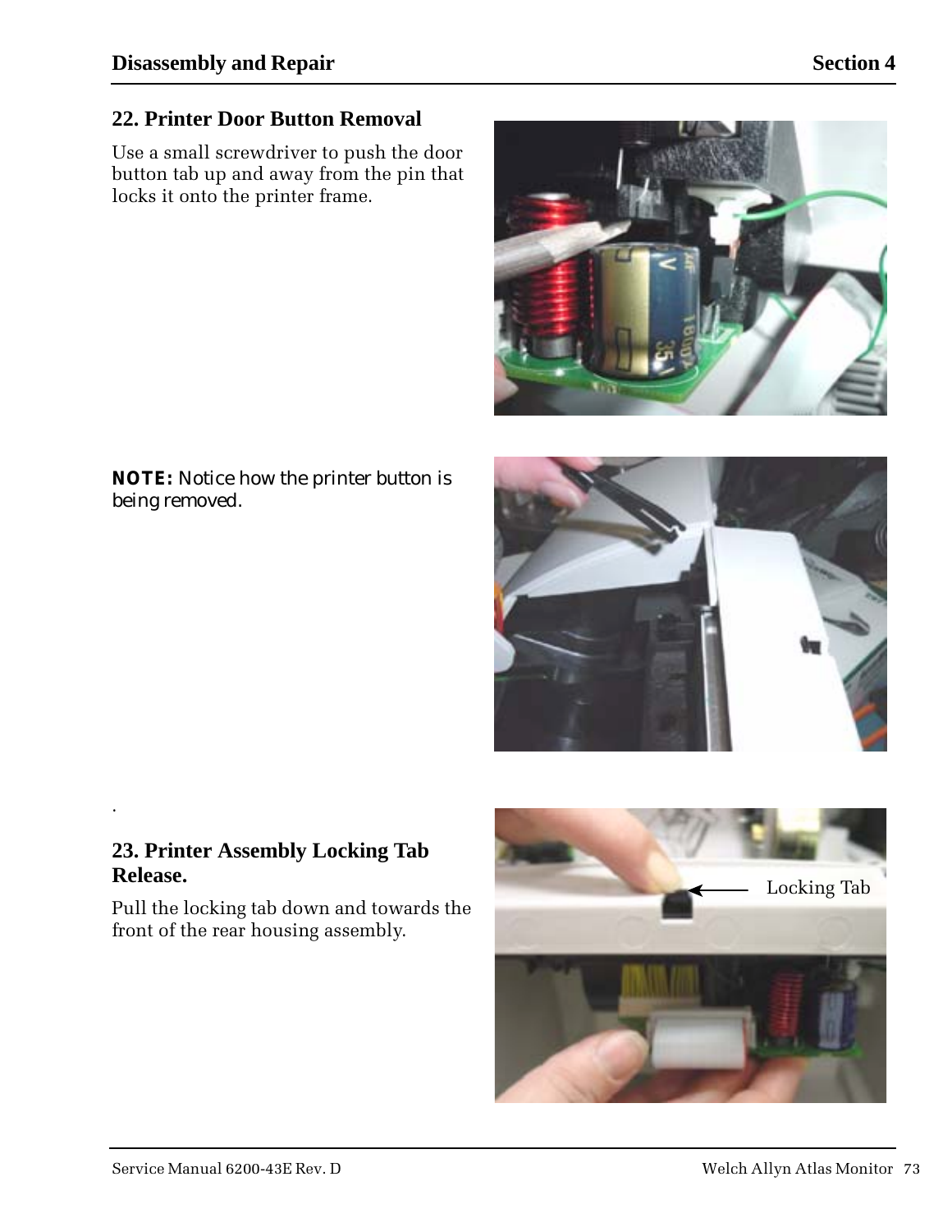## 22. Printer Door Button Removal

Use a small screwdriver to push the door button tab up and away from the pin that locks it onto the printer frame.

**NOTE:** Notice how the printer button is being removed.

.

## 23. Printer Assembly Locking Tab Release.

Pull the locking tab down and towards the front of the rear housing assembly.

Locking Tab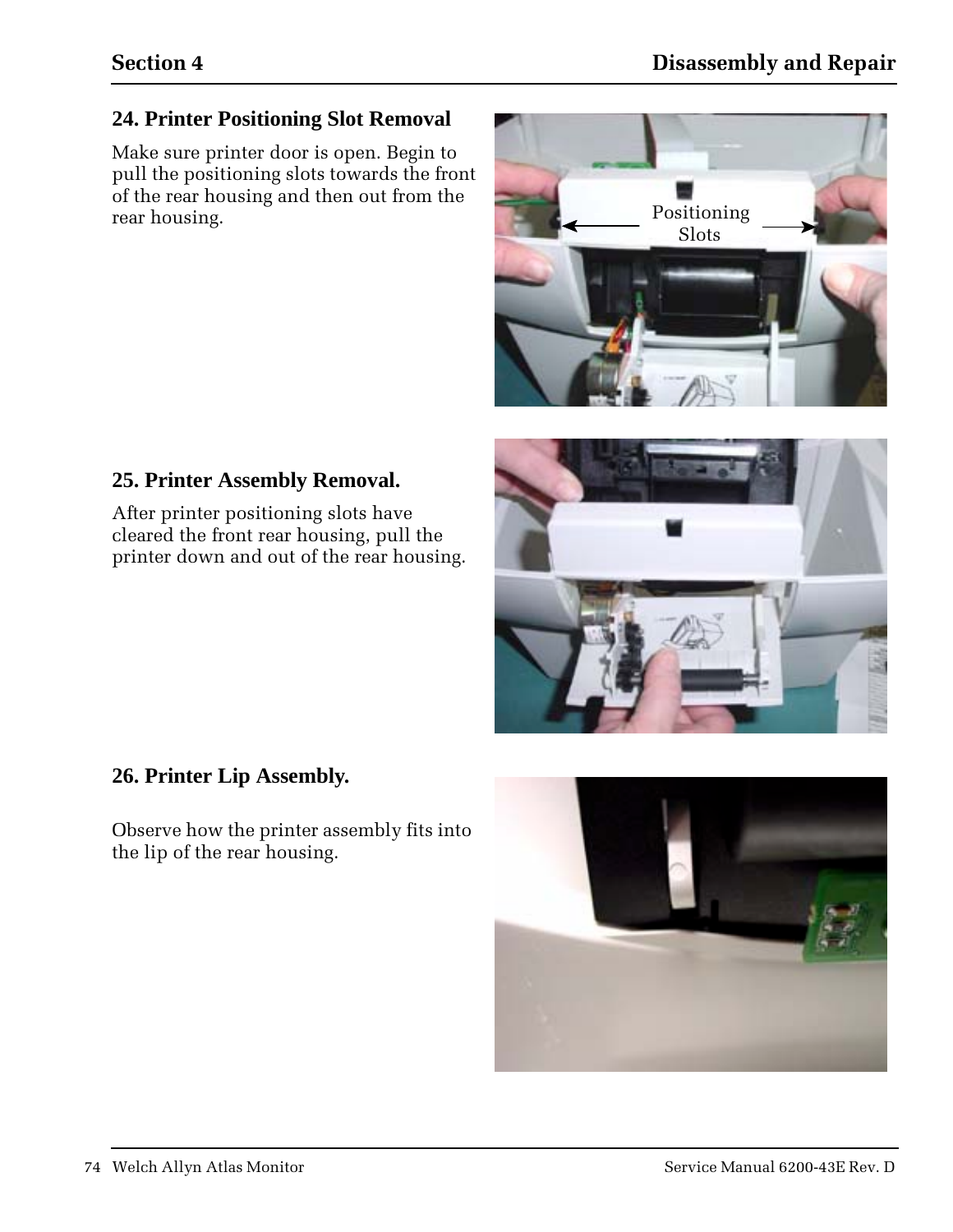## 24. Printer Positioning Slot Removal

Make sure printer door is open. Begin to pull the positioning slots towards the front of the rear housing and then out from the rear housing.

## 25. Printer Assembly Removal.

After printer positioning slots have cleared the front rear housing, pull the printer down and out of the rear housing.

## 26. Printer Lip Assembly.

Observe how the printer assembly fits into the lip of the rear housing.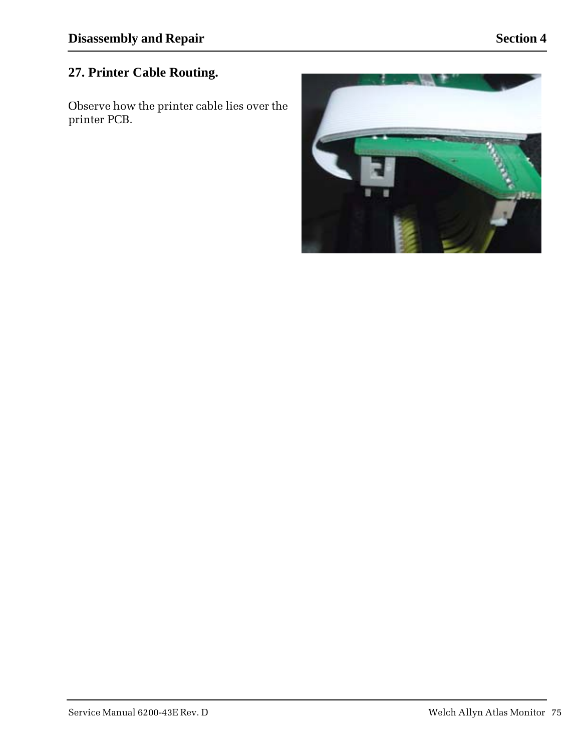## 27. Printer Cable Routing.

Observe how the printer cable lies over the printer PCB.